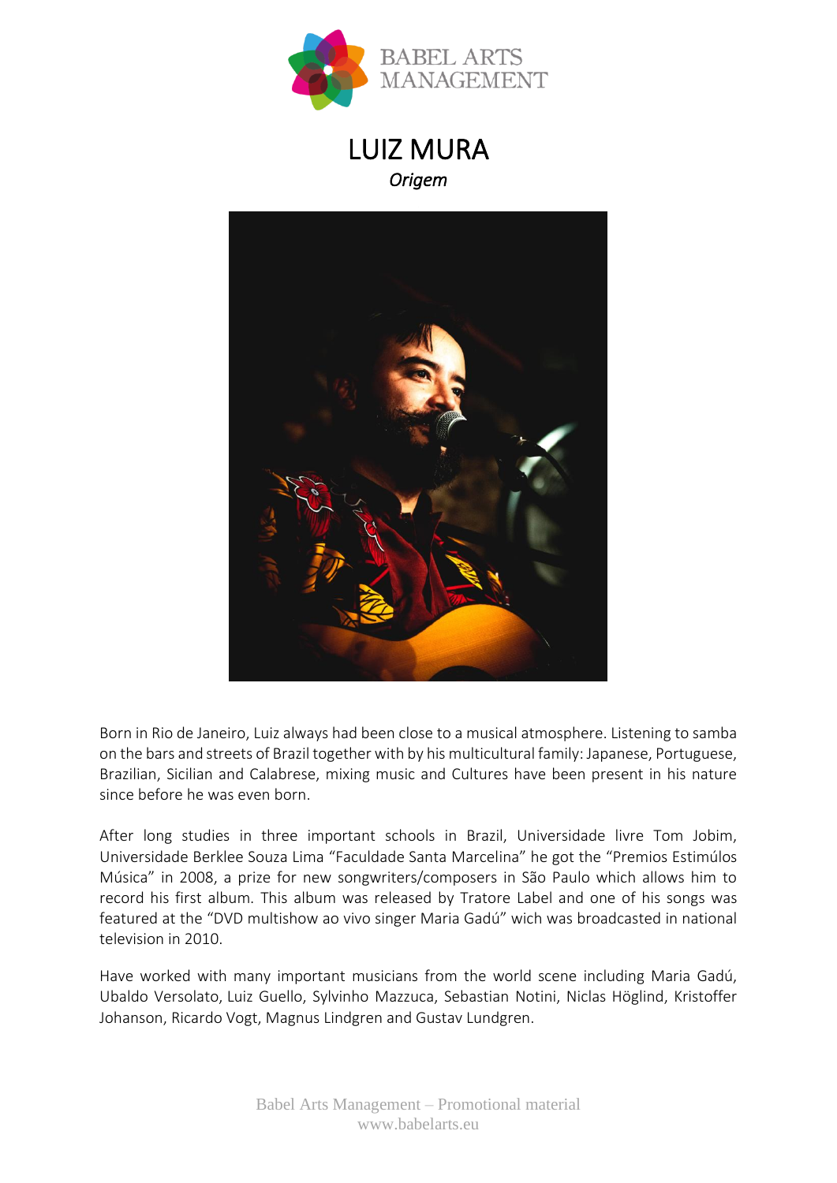# LUIZ MURA

*Origem*

Born in Rio de Janeiro, Luiz always had been close to a musical atmosphere. Listening to samba on the bars and streets of Brazil together with by his multicultural family: Japanese, Portuguese, Brazilian, Sicilian and Calabrese, mixing music and Cultures have been present in his nature since before he was even born.

After long studies in three important schools in Brazil, Universidade livre Tom Jobim, Universidade Berklee Souza Lima "Faculdade Santa Marcelina" he got the "Premios Estimúlos Música" in 2008, a prize for new songwriters/composers in São Paulo which allows him to record his first album. This album was released by Tratore Label and one of his songs was featured at the "DVD multishow ao vivo singer Maria Gadú" wich was broadcasted in national television in 2010.

Have worked with many important musicians from the world scene including Maria Gadú, Ubaldo Versolato, Luiz Guello, Sylvinho Mazzuca, Sebastian Notini, Niclas Höglind, Kristoffer Johanson, Ricardo Vogt, Magnus Lindgren and Gustav Lundgren.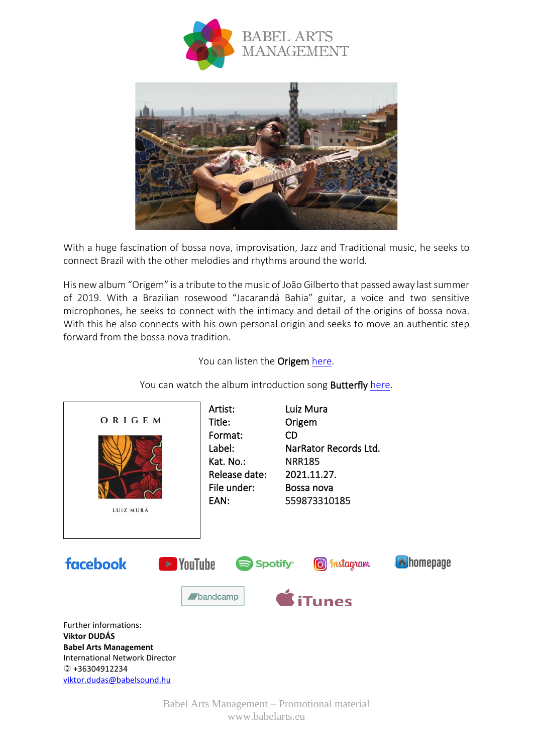With a huge fascination of bossa nova, improvisation, Jazz and Traditional music, he seeks to connect Brazil with the other melodies and rhythms around the world.

His new album "Origem" is a tribute to the music of João Gilberto that passed away last summer of 2019. With a Brazilian rosewood "Jacarandá Bahia" guitar, a voice and two sensitive microphones, he seeks to connect with the intimacy and detail of the origins of bossa nova. With this he also connects with his own personal origin and seeks to move an authentic step forward from the bossa nova tradition.

You can listen the **Origem** here.

You can watch the album introduction song **Butterfly** here.

| | |
|---|---|
| Artist: | Luiz Mura |
| Title: | Origem |
| Format: | CD |
| Label: | NarRator Records Ltd. |
| Kat. No.: | NRR185 |
| Release date: | 2021.11.27. |
| File under: | Bossa nova |
| EAN: | 559873310185 |

facebook | YouTube | Spotify | Instagram | homepage

bandcamp | iTunes

Further informations:
**Viktor DUDÁS**
**Babel Arts Management**
International Network Director
✆ +36304912234
viktor.dudas@babelsound.hu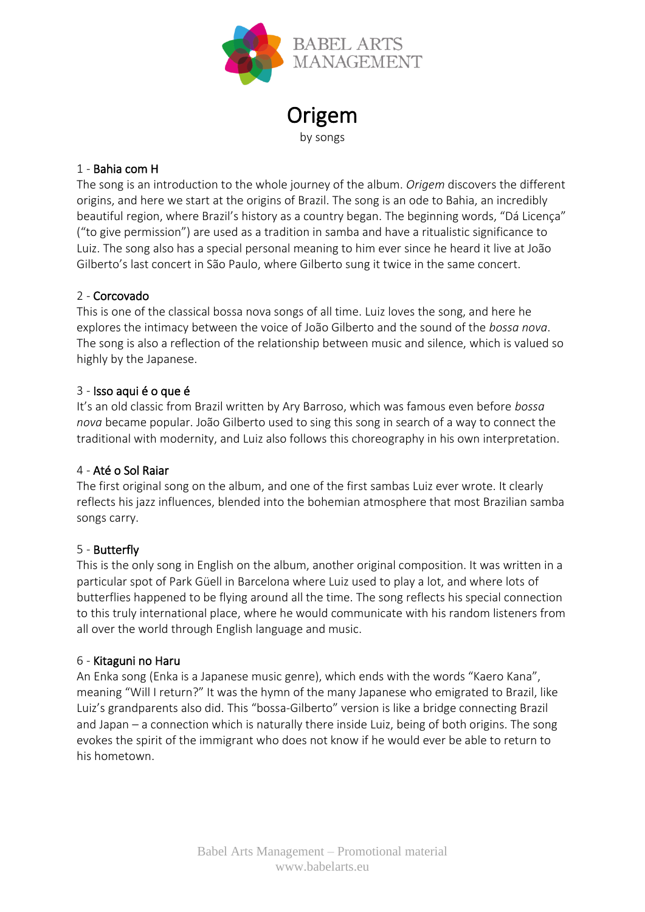# Origem

by songs

### 1 - Bahia com H

The song is an introduction to the whole journey of the album. *Origem* discovers the different origins, and here we start at the origins of Brazil. The song is an ode to Bahia, an incredibly beautiful region, where Brazil's history as a country began. The beginning words, "Dá Licença" ("to give permission") are used as a tradition in samba and have a ritualistic significance to Luiz. The song also has a special personal meaning to him ever since he heard it live at João Gilberto's last concert in São Paulo, where Gilberto sung it twice in the same concert.

### 2 - Corcovado

This is one of the classical bossa nova songs of all time. Luiz loves the song, and here he explores the intimacy between the voice of João Gilberto and the sound of the *bossa nova*. The song is also a reflection of the relationship between music and silence, which is valued so highly by the Japanese.

### 3 - Isso aqui é o que é

It's an old classic from Brazil written by Ary Barroso, which was famous even before *bossa nova* became popular. João Gilberto used to sing this song in search of a way to connect the traditional with modernity, and Luiz also follows this choreography in his own interpretation.

### 4 - Até o Sol Raiar

The first original song on the album, and one of the first sambas Luiz ever wrote. It clearly reflects his jazz influences, blended into the bohemian atmosphere that most Brazilian samba songs carry.

### 5 - Butterfly

This is the only song in English on the album, another original composition. It was written in a particular spot of Park Güell in Barcelona where Luiz used to play a lot, and where lots of butterflies happened to be flying around all the time. The song reflects his special connection to this truly international place, where he would communicate with his random listeners from all over the world through English language and music.

### 6 - Kitaguni no Haru

An Enka song (Enka is a Japanese music genre), which ends with the words "Kaero Kana", meaning "Will I return?" It was the hymn of the many Japanese who emigrated to Brazil, like Luiz's grandparents also did. This "bossa-Gilberto" version is like a bridge connecting Brazil and Japan – a connection which is naturally there inside Luiz, being of both origins. The song evokes the spirit of the immigrant who does not know if he would ever be able to return to his hometown.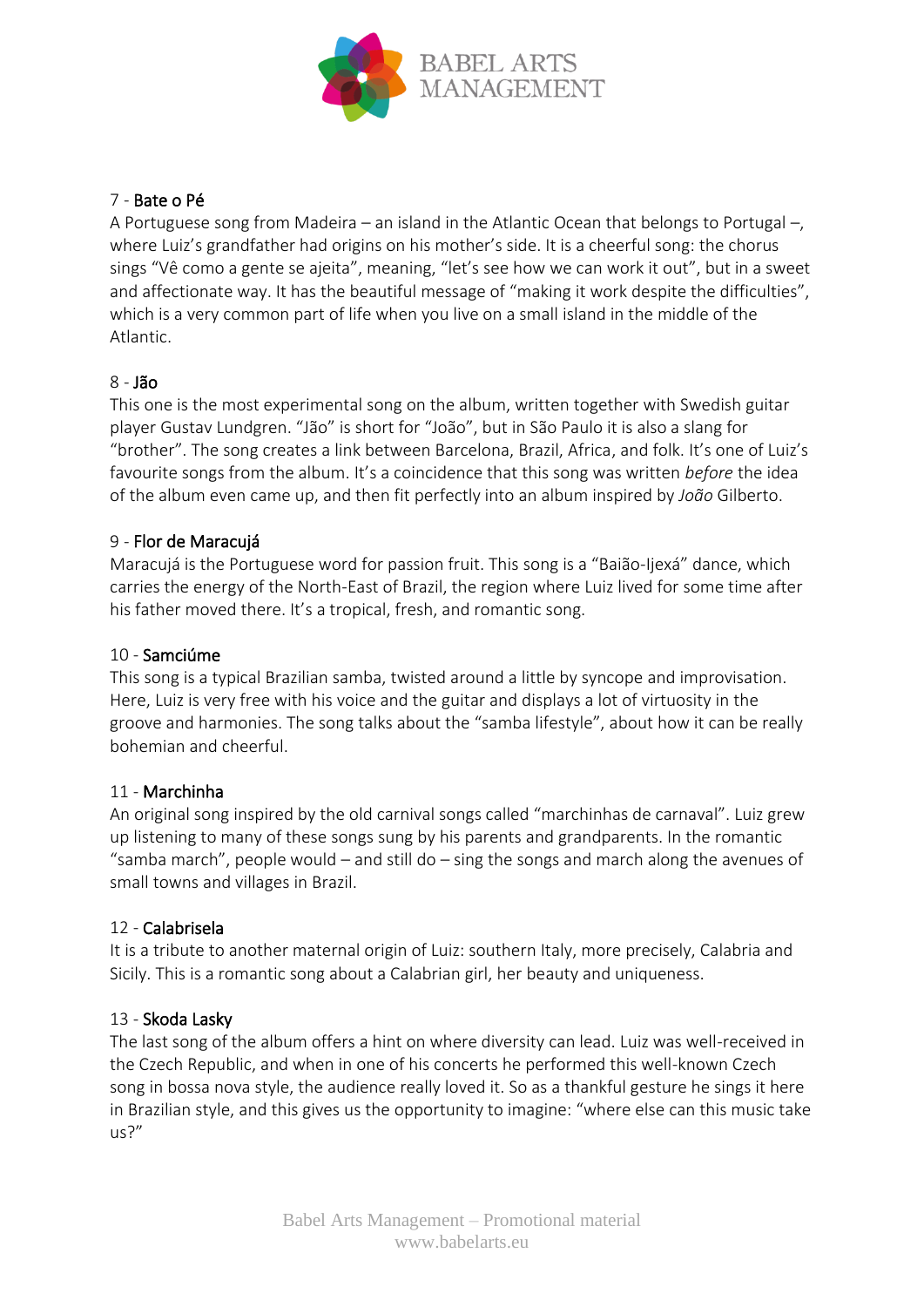### 7 - Bate o Pé

A Portuguese song from Madeira – an island in the Atlantic Ocean that belongs to Portugal –, where Luiz's grandfather had origins on his mother's side. It is a cheerful song: the chorus sings "Vê como a gente se ajeita", meaning, "let's see how we can work it out", but in a sweet and affectionate way. It has the beautiful message of "making it work despite the difficulties", which is a very common part of life when you live on a small island in the middle of the Atlantic.

### 8 - Jão

This one is the most experimental song on the album, written together with Swedish guitar player Gustav Lundgren. "Jão" is short for "João", but in São Paulo it is also a slang for "brother". The song creates a link between Barcelona, Brazil, Africa, and folk. It's one of Luiz's favourite songs from the album. It's a coincidence that this song was written *before* the idea of the album even came up, and then fit perfectly into an album inspired by *João* Gilberto.

### 9 - Flor de Maracujá

Maracujá is the Portuguese word for passion fruit. This song is a "Baião-Ijexá" dance, which carries the energy of the North-East of Brazil, the region where Luiz lived for some time after his father moved there. It's a tropical, fresh, and romantic song.

### 10 - Samciúme

This song is a typical Brazilian samba, twisted around a little by syncope and improvisation. Here, Luiz is very free with his voice and the guitar and displays a lot of virtuosity in the groove and harmonies. The song talks about the "samba lifestyle", about how it can be really bohemian and cheerful.

### 11 - Marchinha

An original song inspired by the old carnival songs called "marchinhas de carnaval". Luiz grew up listening to many of these songs sung by his parents and grandparents. In the romantic "samba march", people would – and still do – sing the songs and march along the avenues of small towns and villages in Brazil.

### 12 - Calabrisela

It is a tribute to another maternal origin of Luiz: southern Italy, more precisely, Calabria and Sicily. This is a romantic song about a Calabrian girl, her beauty and uniqueness.

### 13 - Skoda Lasky

The last song of the album offers a hint on where diversity can lead. Luiz was well-received in the Czech Republic, and when in one of his concerts he performed this well-known Czech song in bossa nova style, the audience really loved it. So as a thankful gesture he sings it here in Brazilian style, and this gives us the opportunity to imagine: "where else can this music take us?"